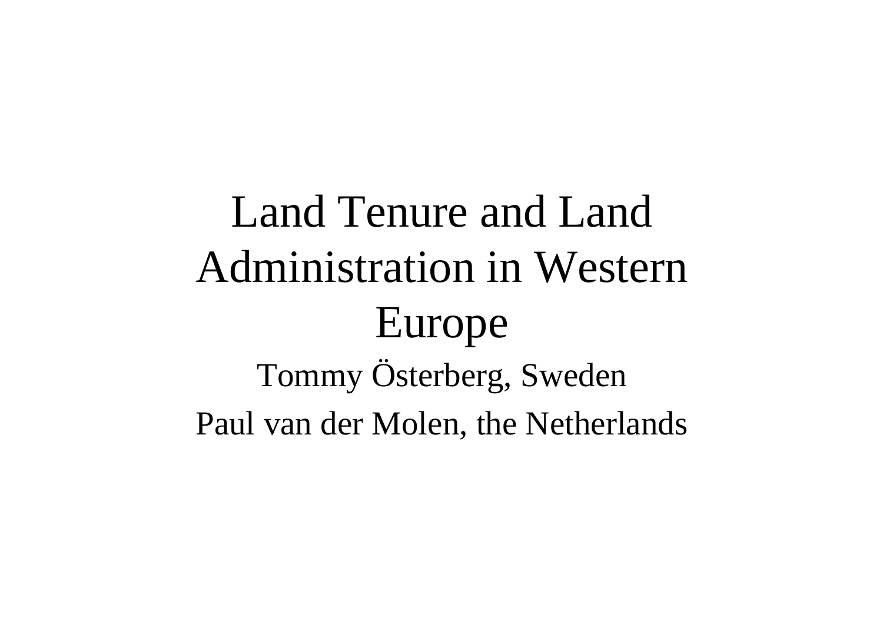# Land Tenure and Land Administration in Western Europe

Tommy Österberg, Sweden

Paul van der Molen, the Netherlands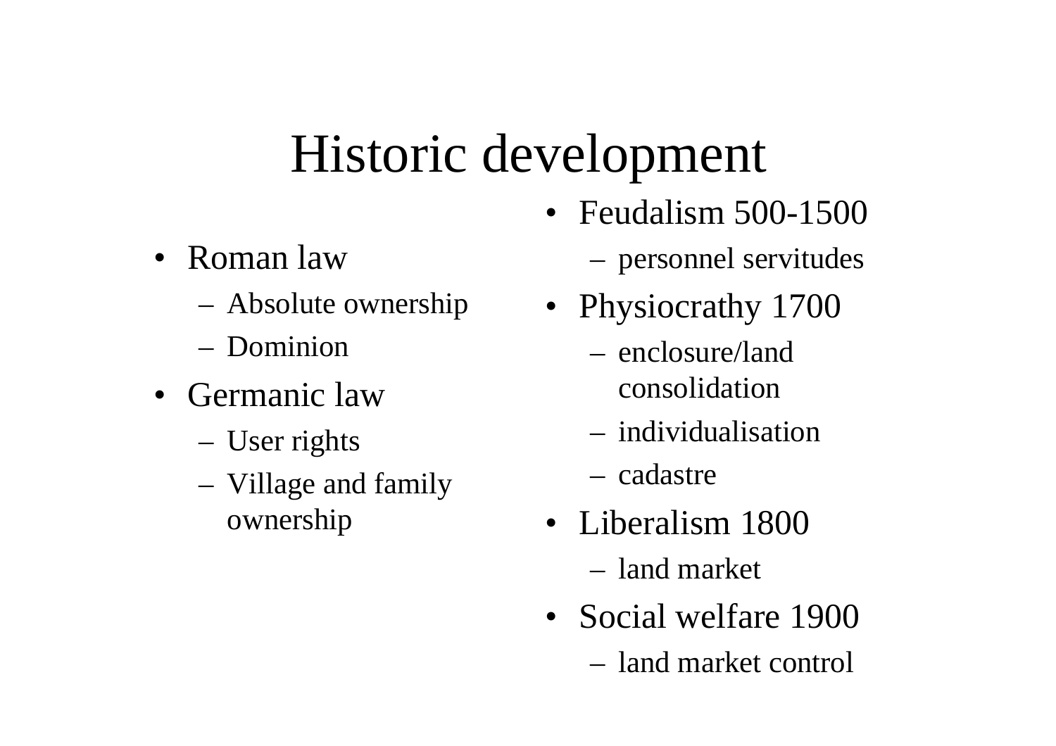# Historic development

- Roman law
  - Absolute ownership
  - Dominion
- Germanic law
  - User rights
  - Village and family ownership
- Feudalism 500-1500
  - personnel servitudes
- Physiocrathy 1700
  - enclosure/land consolidation
  - individualisation
  - cadastre
- Liberalism 1800
  - land market
- Social welfare 1900
  - land market control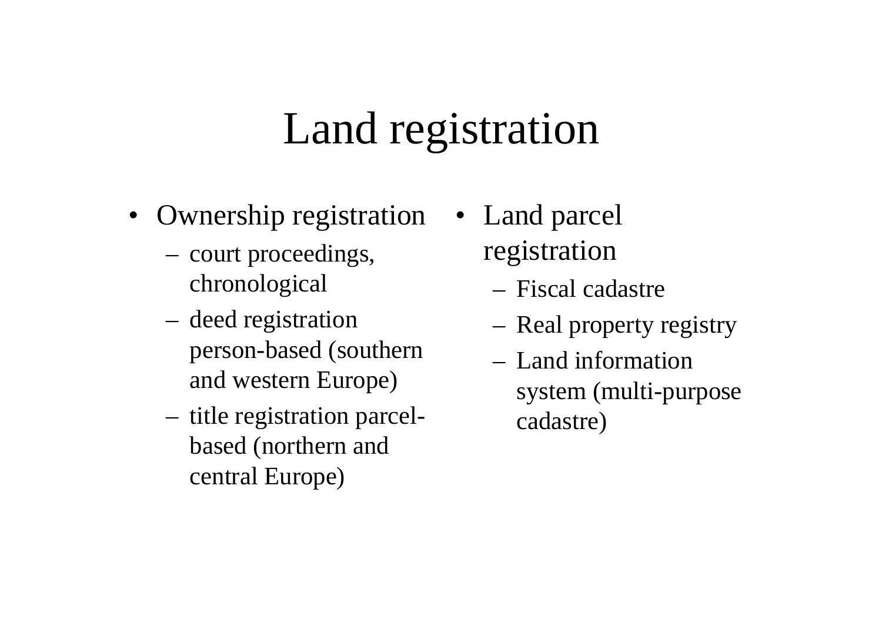# Land registration

- Ownership registration
  - court proceedings, chronological
  - deed registration person-based (southern and western Europe)
  - title registration parcel-based (northern and central Europe)
- Land parcel registration
  - Fiscal cadastre
  - Real property registry
  - Land information system (multi-purpose cadastre)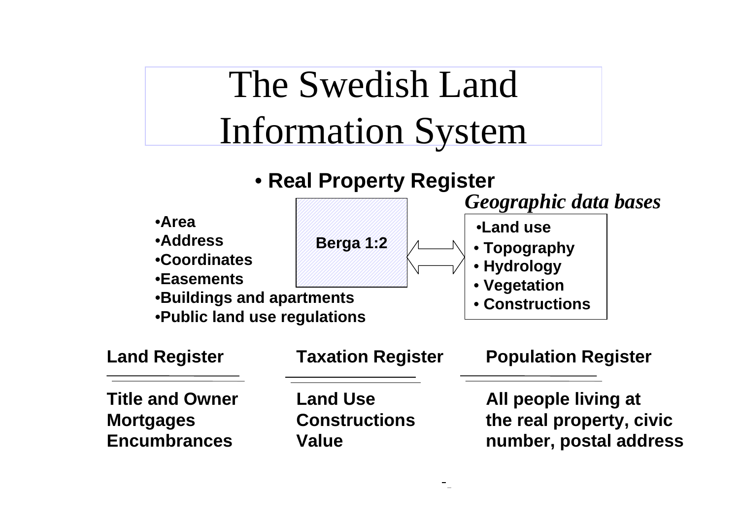# The Swedish Land Information System

- **Real Property Register**

*Geographic data bases*

- **Area**
- **Address**
- **Coordinates**
- **Easements**
- **Buildings and apartments**
- **Public land use regulations**

**Berga 1:2**

- **Land use**
- **Topography**
- **Hydrology**
- **Vegetation**
- **Constructions**

| **Land Register** | **Taxation Register** | **Population Register** |
|---|---|---|
| **Title and Owner** | **Land Use** | **All people living at** |
| **Mortgages** | **Constructions** | **the real property, civic** |
| **Encumbrances** | **Value** | **number, postal address** |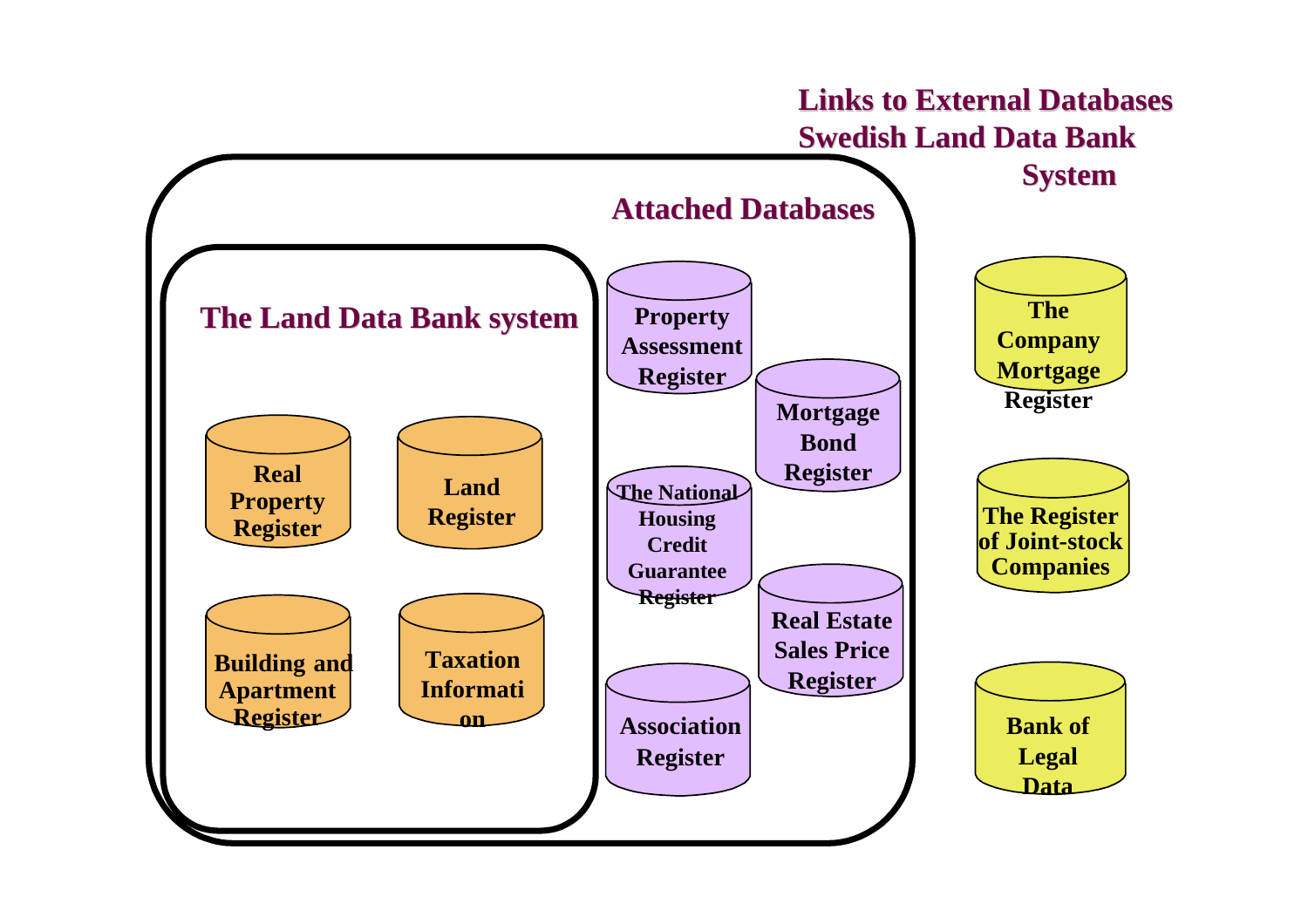**Links to External Databases Swedish Land Data Bank System**

**Attached Databases**

**The Land Data Bank system**

- Real Property Register
- Land Register
- Building and Apartment Register
- Taxation Information

**Attached Databases:**

- Property Assessment Register
- Mortgage Bond Register
- The National Housing Credit Guarantee Register
- Real Estate Sales Price Register
- Association Register

**External Databases:**

- The Company Mortgage Register
- The Register of Joint-stock Companies
- Bank of Legal Data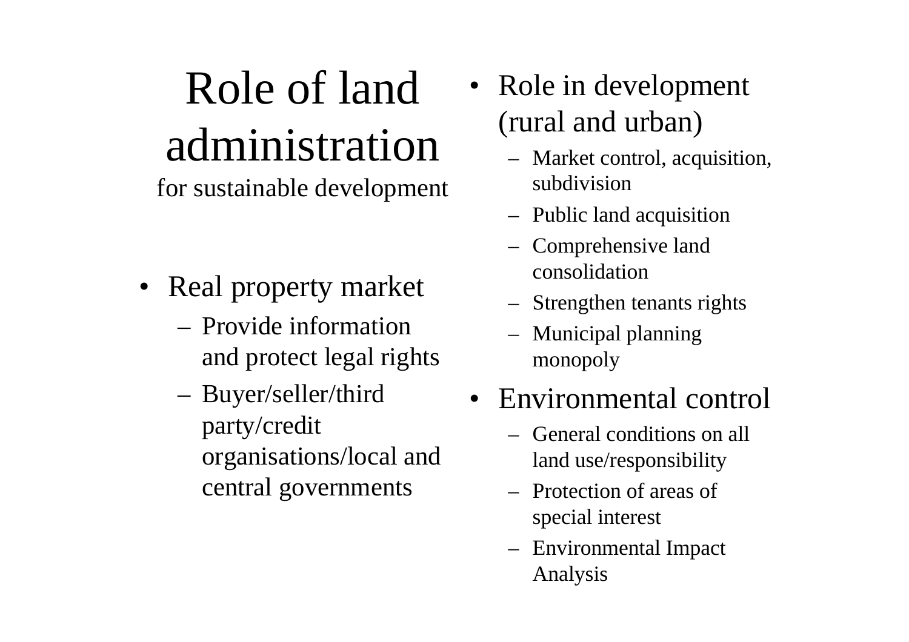# Role of land administration

for sustainable development

- Real property market
  - Provide information and protect legal rights
  - Buyer/seller/third party/credit organisations/local and central governments
- Role in development (rural and urban)
  - Market control, acquisition, subdivision
  - Public land acquisition
  - Comprehensive land consolidation
  - Strengthen tenants rights
  - Municipal planning monopoly
- Environmental control
  - General conditions on all land use/responsibility
  - Protection of areas of special interest
  - Environmental Impact Analysis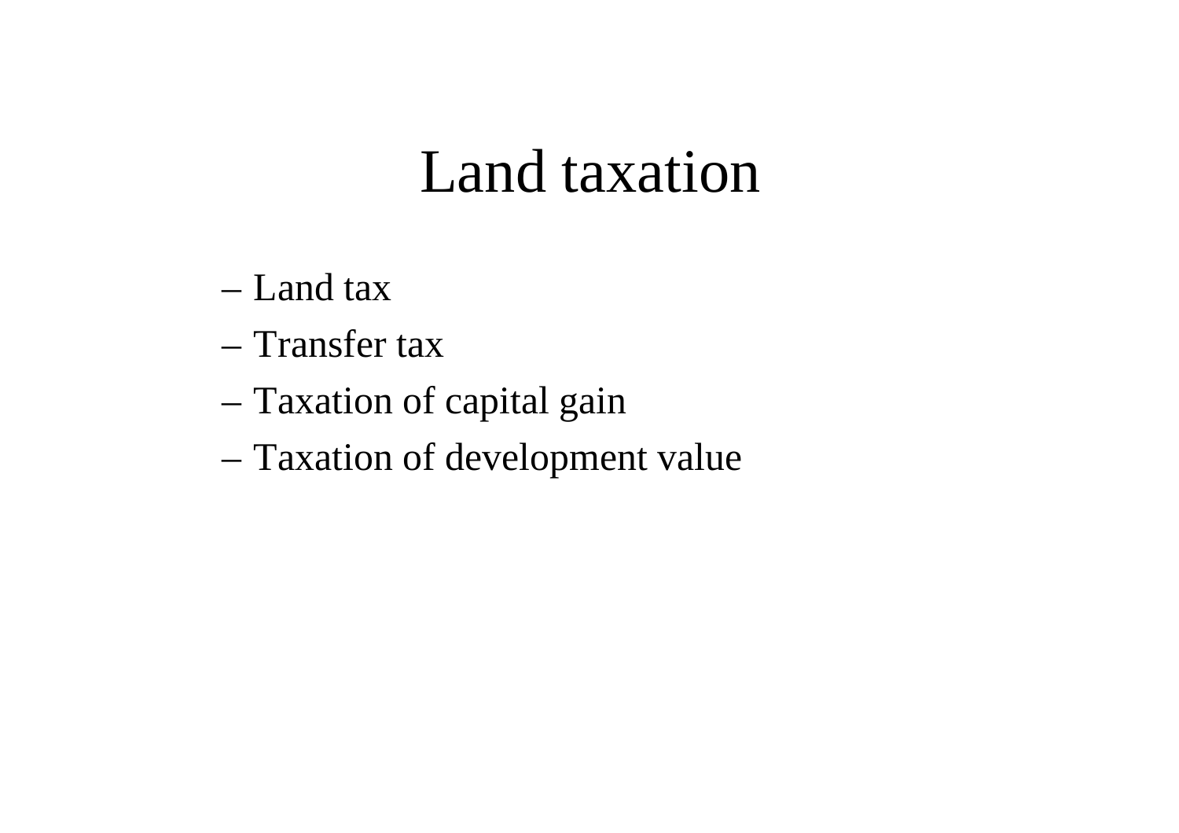# Land taxation

- Land tax
- Transfer tax
- Taxation of capital gain
- Taxation of development value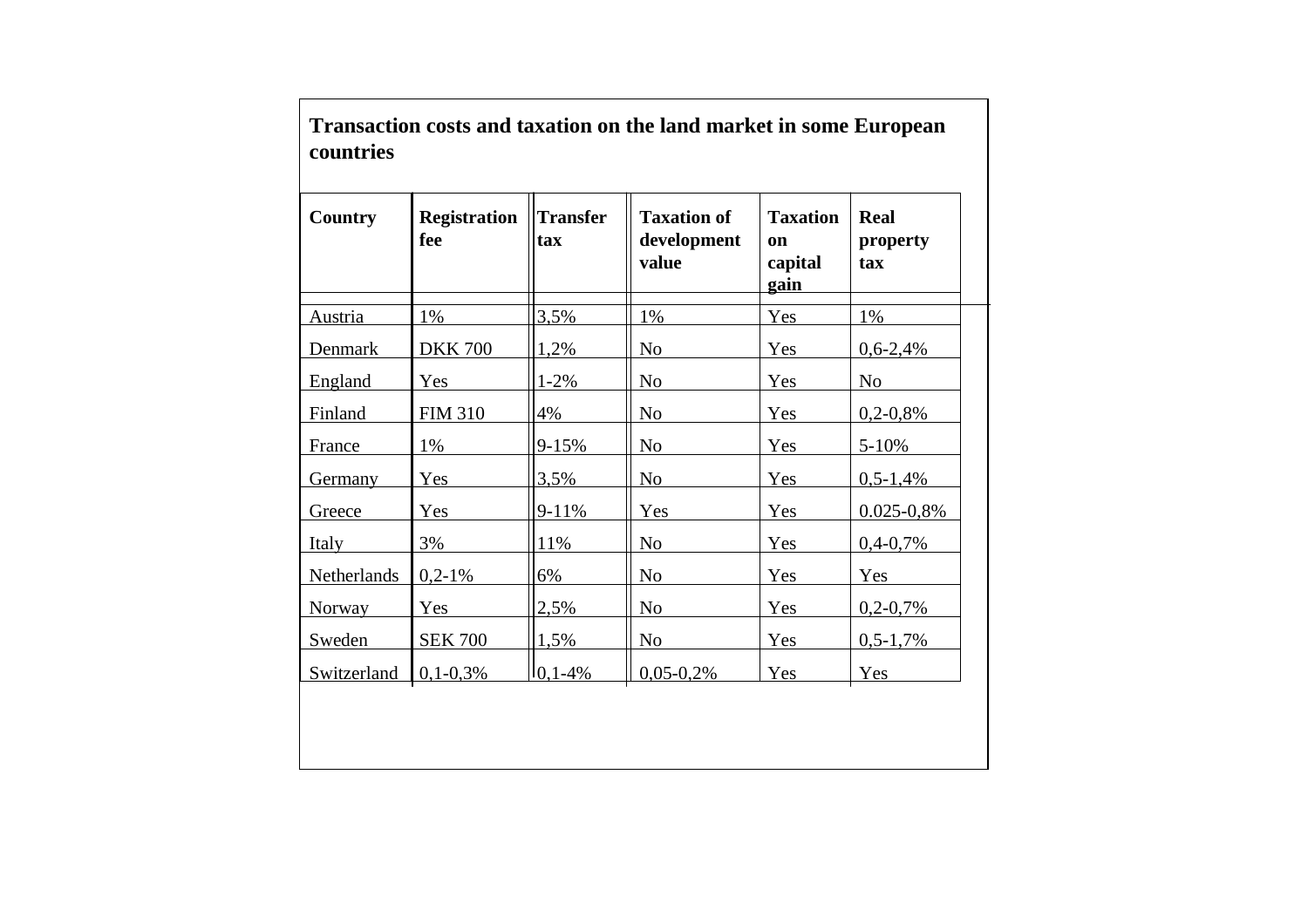**Transaction costs and taxation on the land market in some European countries**

| Country | Registration fee | Transfer tax | Taxation of development value | Taxation on capital gain | Real property tax |
|---|---|---|---|---|---|
| Austria | 1% | 3,5% | 1% | Yes | 1% |
| Denmark | DKK 700 | 1,2% | No | Yes | 0,6-2,4% |
| England | Yes | 1-2% | No | Yes | No |
| Finland | FIM 310 | 4% | No | Yes | 0,2-0,8% |
| France | 1% | 9-15% | No | Yes | 5-10% |
| Germany | Yes | 3,5% | No | Yes | 0,5-1,4% |
| Greece | Yes | 9-11% | Yes | Yes | 0.025-0,8% |
| Italy | 3% | 11% | No | Yes | 0,4-0,7% |
| Netherlands | 0,2-1% | 6% | No | Yes | Yes |
| Norway | Yes | 2,5% | No | Yes | 0,2-0,7% |
| Sweden | SEK 700 | 1,5% | No | Yes | 0,5-1,7% |
| Switzerland | 0,1-0,3% | 0,1-4% | 0,05-0,2% | Yes | Yes |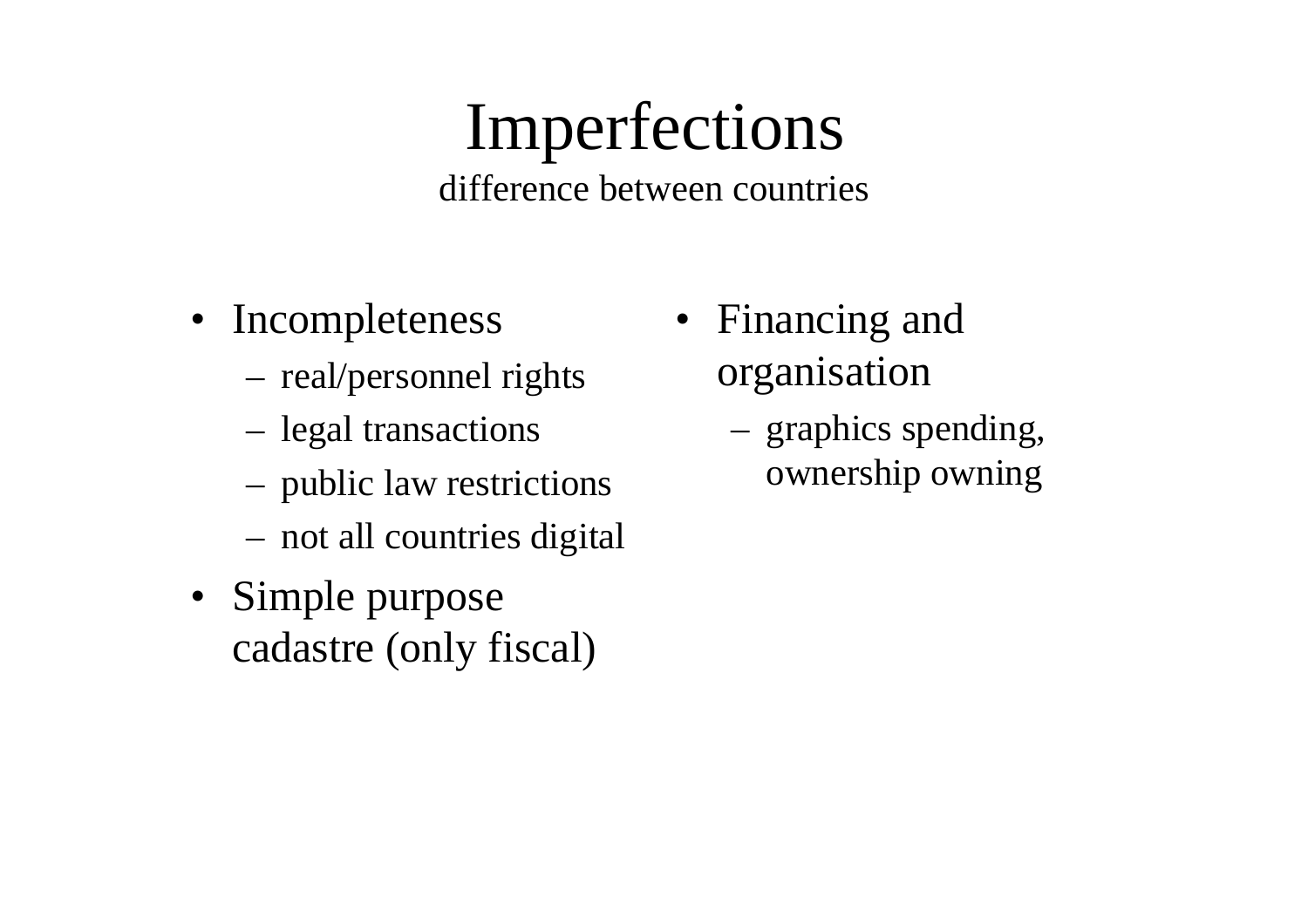# Imperfections

difference between countries

- Incompleteness
  - real/personnel rights
  - legal transactions
  - public law restrictions
  - not all countries digital
- Simple purpose cadastre (only fiscal)
- Financing and organisation
  - graphics spending, ownership owning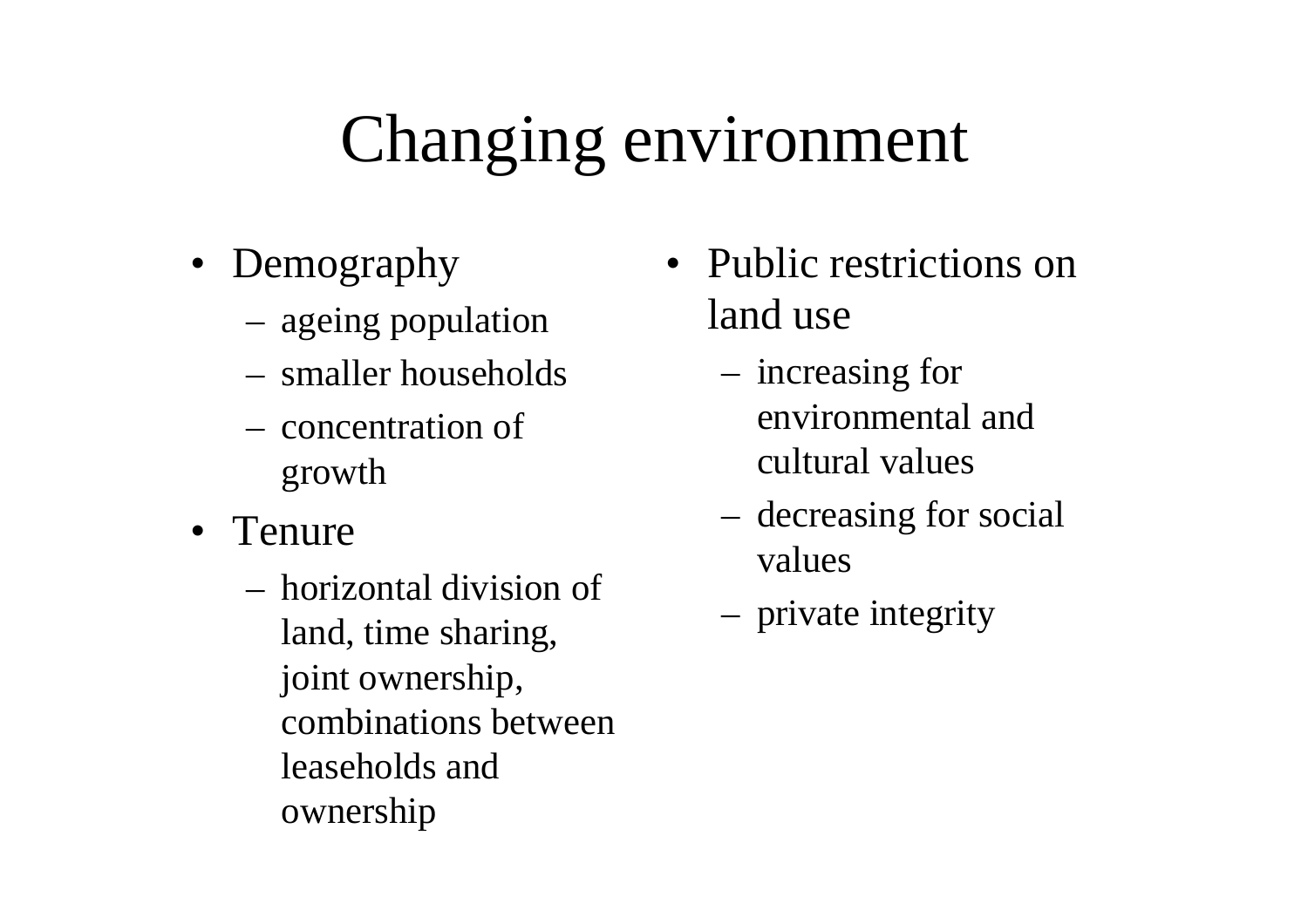# Changing environment

- Demography
  - ageing population
  - smaller households
  - concentration of growth
- Tenure
  - horizontal division of land, time sharing, joint ownership, combinations between leaseholds and ownership
- Public restrictions on land use
  - increasing for environmental and cultural values
  - decreasing for social values
  - private integrity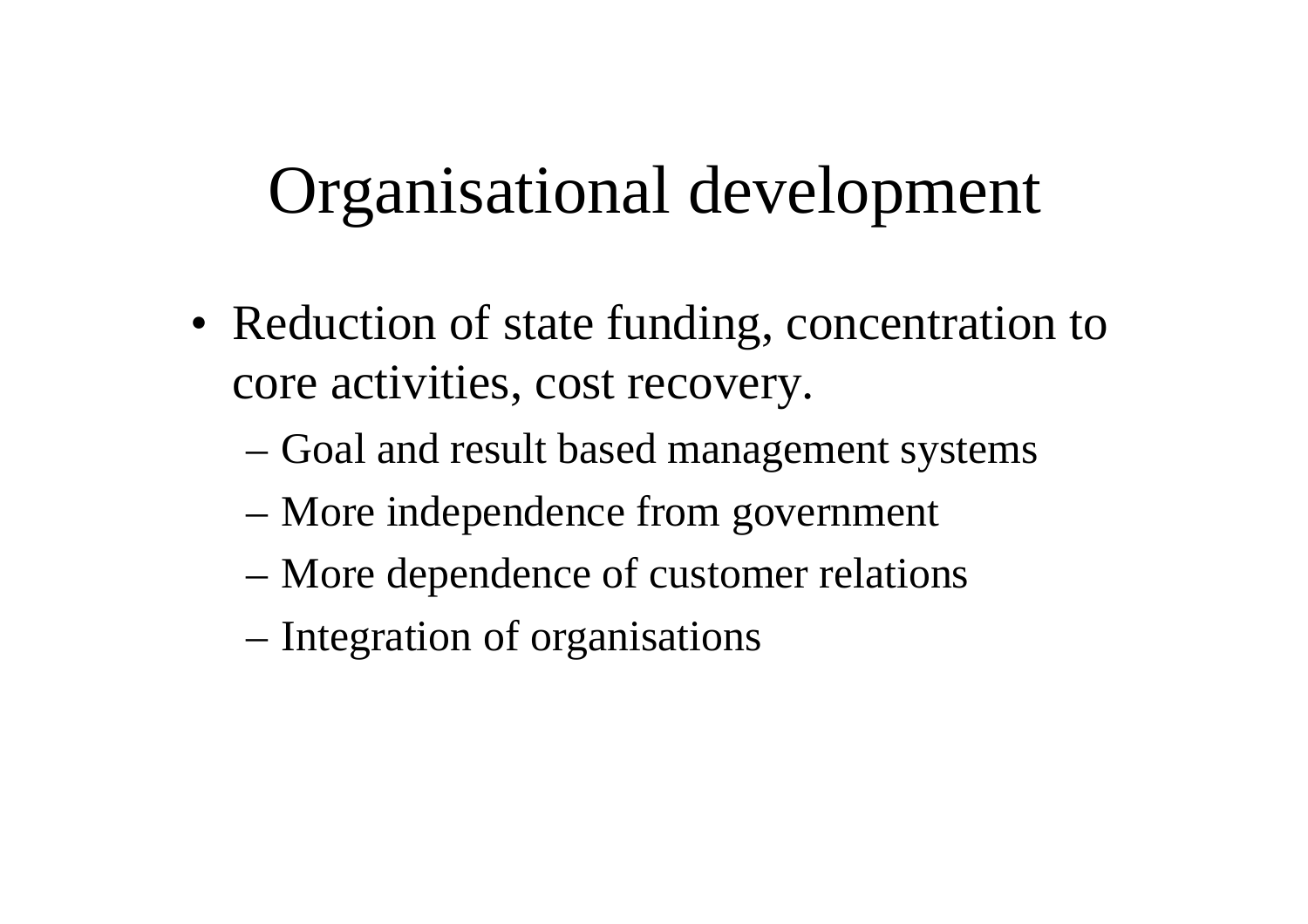# Organisational development

- Reduction of state funding, concentration to core activities, cost recovery.
  - Goal and result based management systems
  - More independence from government
  - More dependence of customer relations
  - Integration of organisations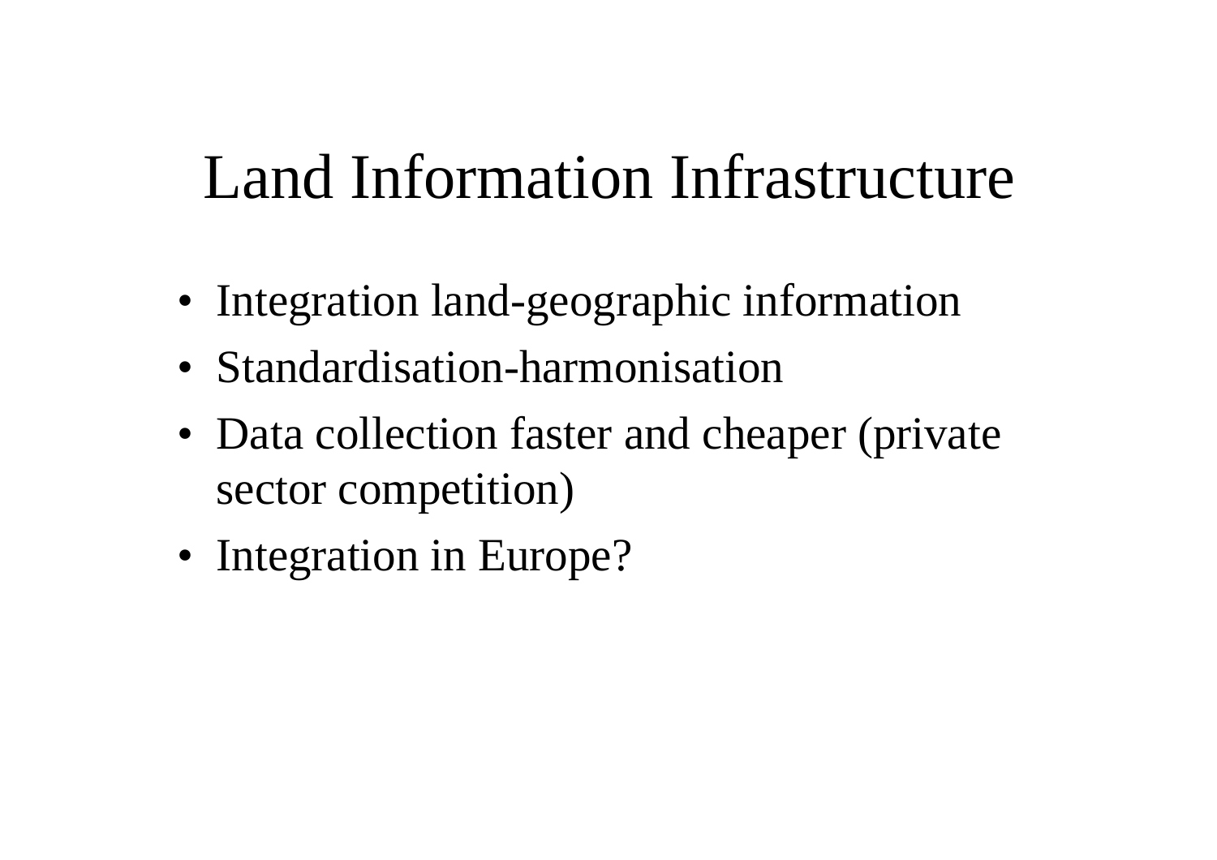# Land Information Infrastructure

- Integration land-geographic information
- Standardisation-harmonisation
- Data collection faster and cheaper (private sector competition)
- Integration in Europe?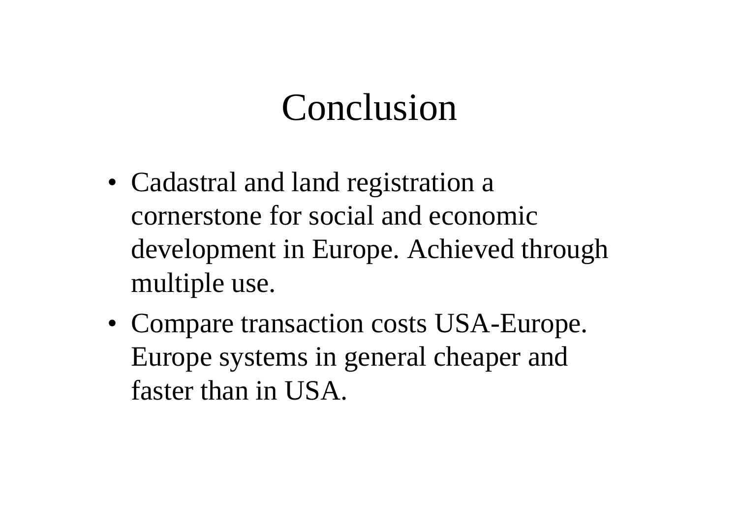# Conclusion

- Cadastral and land registration a cornerstone for social and economic development in Europe. Achieved through multiple use.
- Compare transaction costs USA-Europe. Europe systems in general cheaper and faster than in USA.